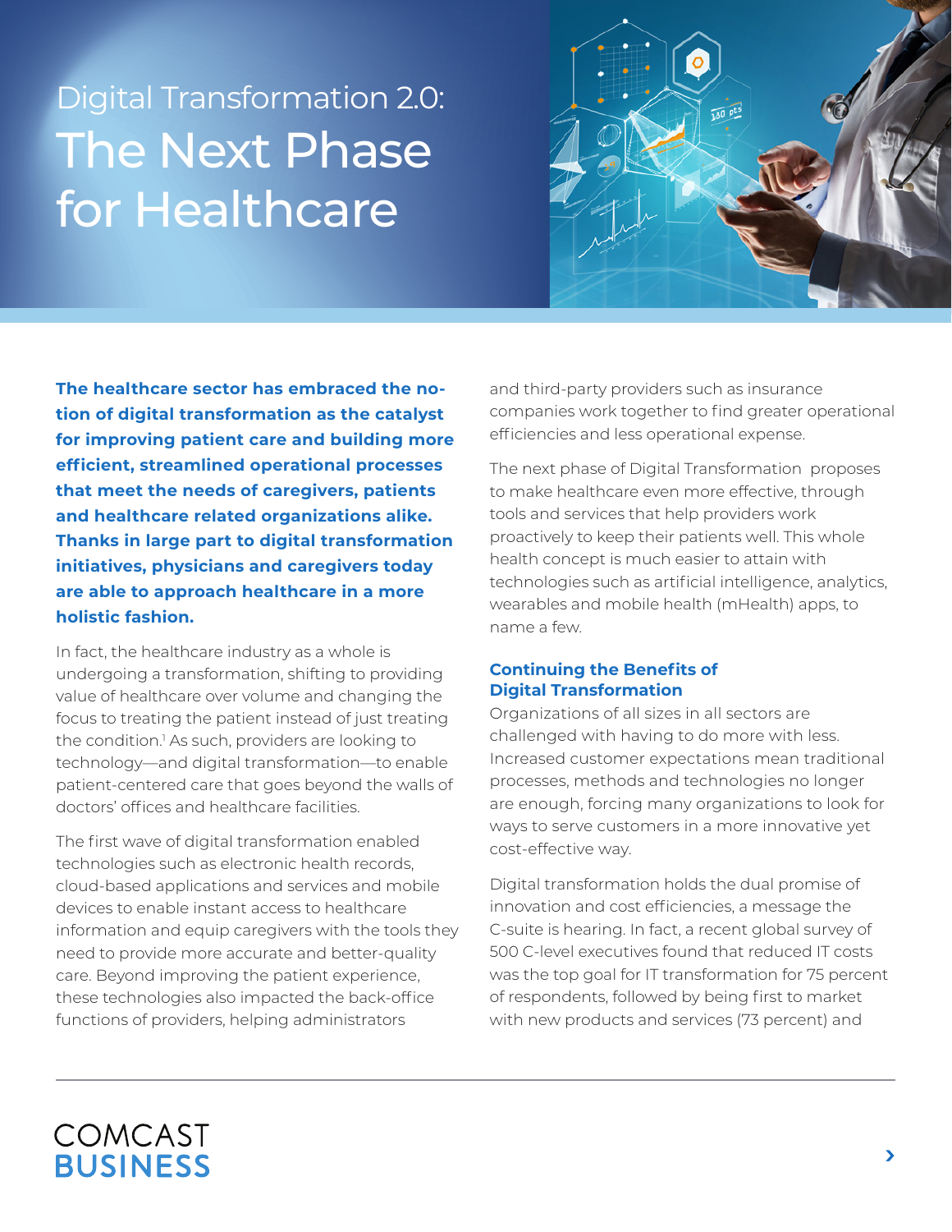Digital Transformation 2.0:

# The Next Phase for Healthcare

**The healthcare sector has embraced the notion of digital transformation as the catalyst for improving patient care and building more efficient, streamlined operational processes that meet the needs of caregivers, patients and healthcare related organizations alike. Thanks in large part to digital transformation initiatives, physicians and caregivers today are able to approach healthcare in a more holistic fashion.**

In fact, the healthcare industry as a whole is undergoing a transformation, shifting to providing value of healthcare over volume and changing the focus to treating the patient instead of just treating the condition.[1] As such, providers are looking to technology—and digital transformation—to enable patient-centered care that goes beyond the walls of doctors' offices and healthcare facilities.

The first wave of digital transformation enabled technologies such as electronic health records, cloud-based applications and services and mobile devices to enable instant access to healthcare information and equip caregivers with the tools they need to provide more accurate and better-quality care. Beyond improving the patient experience, these technologies also impacted the back-office functions of providers, helping administrators and third-party providers such as insurance companies work together to find greater operational efficiencies and less operational expense.

The next phase of Digital Transformation proposes to make healthcare even more effective, through tools and services that help providers work proactively to keep their patients well. This whole health concept is much easier to attain with technologies such as artificial intelligence, analytics, wearables and mobile health (mHealth) apps, to name a few.

## Continuing the Benefits of Digital Transformation

Organizations of all sizes in all sectors are challenged with having to do more with less. Increased customer expectations mean traditional processes, methods and technologies no longer are enough, forcing many organizations to look for ways to serve customers in a more innovative yet cost-effective way.

Digital transformation holds the dual promise of innovation and cost efficiencies, a message the C-suite is hearing. In fact, a recent global survey of 500 C-level executives found that reduced IT costs was the top goal for IT transformation for 75 percent of respondents, followed by being first to market with new products and services (73 percent) and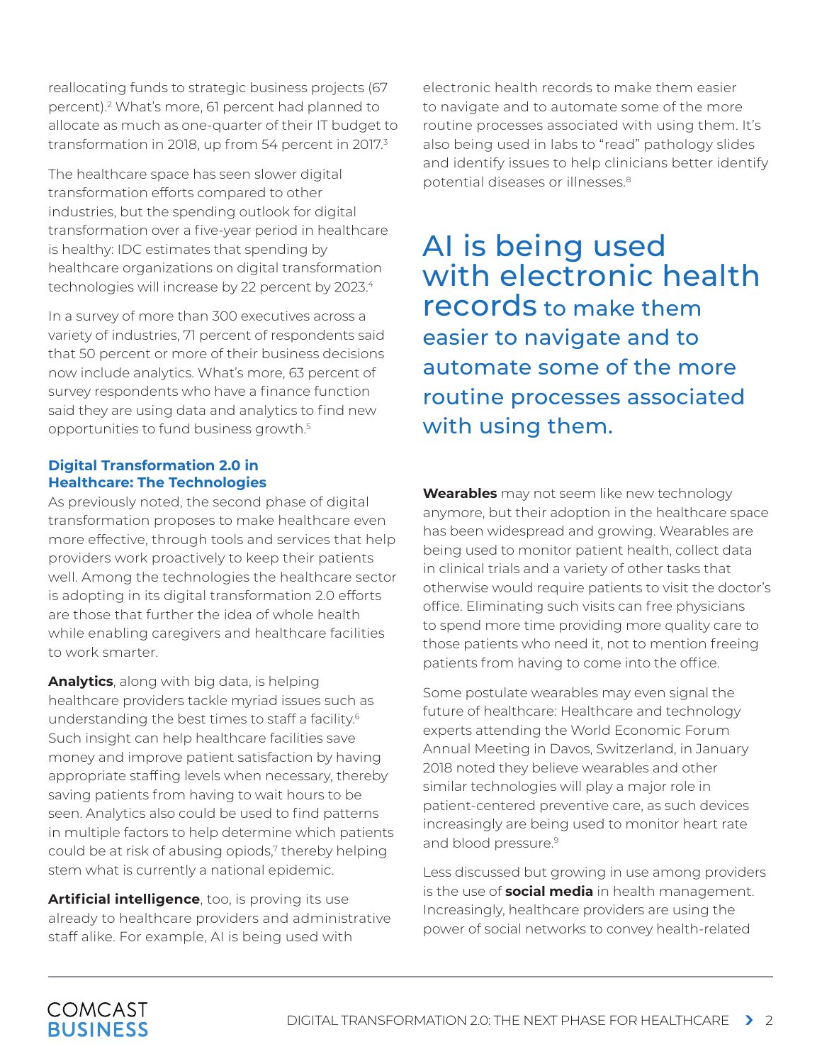reallocating funds to strategic business projects (67 percent).[2] What's more, 61 percent had planned to allocate as much as one-quarter of their IT budget to transformation in 2018, up from 54 percent in 2017.[3]

The healthcare space has seen slower digital transformation efforts compared to other industries, but the spending outlook for digital transformation over a five-year period in healthcare is healthy: IDC estimates that spending by healthcare organizations on digital transformation technologies will increase by 22 percent by 2023.[4]

In a survey of more than 300 executives across a variety of industries, 71 percent of respondents said that 50 percent or more of their business decisions now include analytics. What's more, 63 percent of survey respondents who have a finance function said they are using data and analytics to find new opportunities to fund business growth.[5]

### Digital Transformation 2.0 in Healthcare: The Technologies

As previously noted, the second phase of digital transformation proposes to make healthcare even more effective, through tools and services that help providers work proactively to keep their patients well. Among the technologies the healthcare sector is adopting in its digital transformation 2.0 efforts are those that further the idea of whole health while enabling caregivers and healthcare facilities to work smarter.

**Analytics**, along with big data, is helping healthcare providers tackle myriad issues such as understanding the best times to staff a facility.[6] Such insight can help healthcare facilities save money and improve patient satisfaction by having appropriate staffing levels when necessary, thereby saving patients from having to wait hours to be seen. Analytics also could be used to find patterns in multiple factors to help determine which patients could be at risk of abusing opiods,[7] thereby helping stem what is currently a national epidemic.

**Artificial intelligence**, too, is proving its use already to healthcare providers and administrative staff alike. For example, AI is being used with electronic health records to make them easier to navigate and to automate some of the more routine processes associated with using them. It's also being used in labs to "read" pathology slides and identify issues to help clinicians better identify potential diseases or illnesses.[8]

> **AI is being used with electronic health records** to make them easier to navigate and to automate some of the more routine processes associated with using them.

**Wearables** may not seem like new technology anymore, but their adoption in the healthcare space has been widespread and growing. Wearables are being used to monitor patient health, collect data in clinical trials and a variety of other tasks that otherwise would require patients to visit the doctor's office. Eliminating such visits can free physicians to spend more time providing more quality care to those patients who need it, not to mention freeing patients from having to come into the office.

Some postulate wearables may even signal the future of healthcare: Healthcare and technology experts attending the World Economic Forum Annual Meeting in Davos, Switzerland, in January 2018 noted they believe wearables and other similar technologies will play a major role in patient-centered preventive care, as such devices increasingly are being used to monitor heart rate and blood pressure.[9]

Less discussed but growing in use among providers is the use of **social media** in health management. Increasingly, healthcare providers are using the power of social networks to convey health-related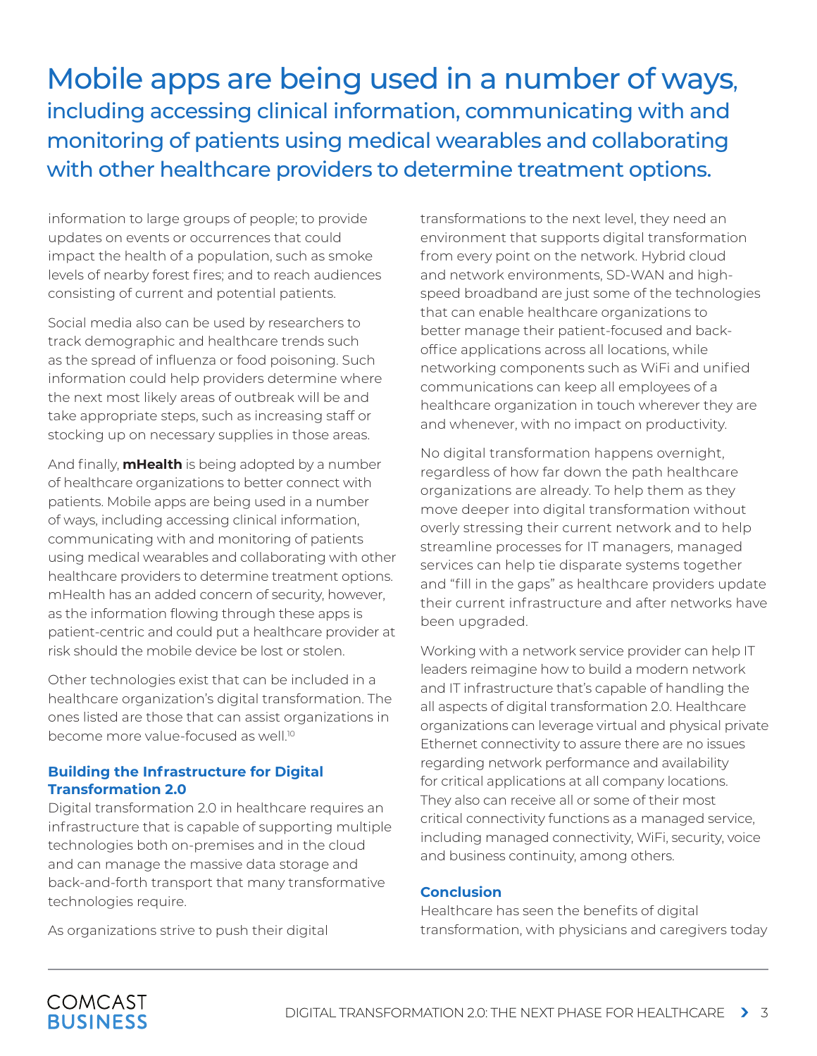> **Mobile apps are being used in a number of ways,** including accessing clinical information, communicating with and monitoring of patients using medical wearables and collaborating with other healthcare providers to determine treatment options.

information to large groups of people; to provide updates on events or occurrences that could impact the health of a population, such as smoke levels of nearby forest fires; and to reach audiences consisting of current and potential patients.

Social media also can be used by researchers to track demographic and healthcare trends such as the spread of influenza or food poisoning. Such information could help providers determine where the next most likely areas of outbreak will be and take appropriate steps, such as increasing staff or stocking up on necessary supplies in those areas.

And finally, **mHealth** is being adopted by a number of healthcare organizations to better connect with patients. Mobile apps are being used in a number of ways, including accessing clinical information, communicating with and monitoring of patients using medical wearables and collaborating with other healthcare providers to determine treatment options. mHealth has an added concern of security, however, as the information flowing through these apps is patient-centric and could put a healthcare provider at risk should the mobile device be lost or stolen.

Other technologies exist that can be included in a healthcare organization's digital transformation. The ones listed are those that can assist organizations in become more value-focused as well.[10]

### Building the Infrastructure for Digital Transformation 2.0

Digital transformation 2.0 in healthcare requires an infrastructure that is capable of supporting multiple technologies both on-premises and in the cloud and can manage the massive data storage and back-and-forth transport that many transformative technologies require.

As organizations strive to push their digital transformations to the next level, they need an environment that supports digital transformation from every point on the network. Hybrid cloud and network environments, SD-WAN and high-speed broadband are just some of the technologies that can enable healthcare organizations to better manage their patient-focused and back-office applications across all locations, while networking components such as WiFi and unified communications can keep all employees of a healthcare organization in touch wherever they are and whenever, with no impact on productivity.

No digital transformation happens overnight, regardless of how far down the path healthcare organizations are already. To help them as they move deeper into digital transformation without overly stressing their current network and to help streamline processes for IT managers, managed services can help tie disparate systems together and "fill in the gaps" as healthcare providers update their current infrastructure and after networks have been upgraded.

Working with a network service provider can help IT leaders reimagine how to build a modern network and IT infrastructure that's capable of handling the all aspects of digital transformation 2.0. Healthcare organizations can leverage virtual and physical private Ethernet connectivity to assure there are no issues regarding network performance and availability for critical applications at all company locations. They also can receive all or some of their most critical connectivity functions as a managed service, including managed connectivity, WiFi, security, voice and business continuity, among others.

### Conclusion

Healthcare has seen the benefits of digital transformation, with physicians and caregivers today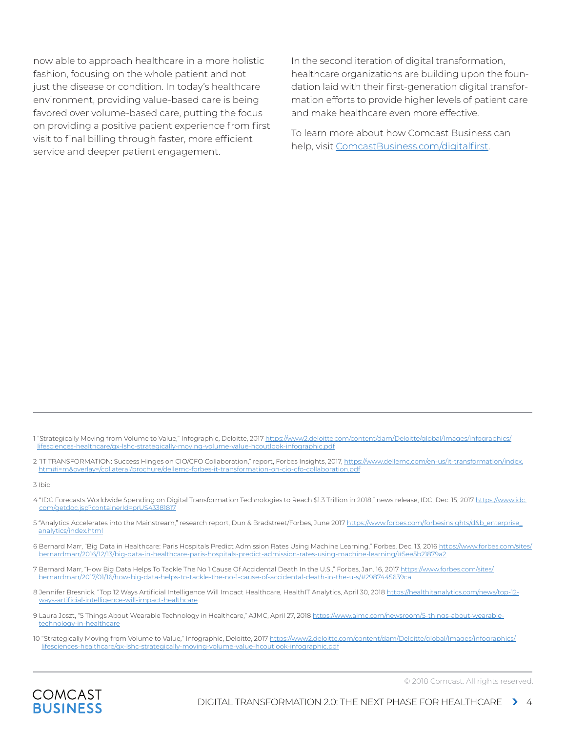now able to approach healthcare in a more holistic fashion, focusing on the whole patient and not just the disease or condition. In today's healthcare environment, providing value-based care is being favored over volume-based care, putting the focus on providing a positive patient experience from first visit to final billing through faster, more efficient service and deeper patient engagement.

In the second iteration of digital transformation, healthcare organizations are building upon the foundation laid with their first-generation digital transformation efforts to provide higher levels of patient care and make healthcare even more effective.

To learn more about how Comcast Business can help, visit [ComcastBusiness.com/digitalfirst](https://ComcastBusiness.com/digitalfirst).

---

1 "Strategically Moving from Volume to Value," Infographic, Deloitte, 2017 https://www2.deloitte.com/content/dam/Deloitte/global/Images/infographics/lifesciences-healthcare/gx-lshc-strategically-moving-volume-value-hcoutlook-infographic.pdf

2 "IT TRANSFORMATION: Success Hinges on CIO/CFO Collaboration," report, Forbes Insights, 2017, https://www.dellemc.com/en-us/it-transformation/index.htm#i=m&overlay=/collateral/brochure/dellemc-forbes-it-transformation-on-cio-cfo-collaboration.pdf

3 Ibid

4 "IDC Forecasts Worldwide Spending on Digital Transformation Technologies to Reach $1.3 Trillion in 2018," news release, IDC, Dec. 15, 2017 https://www.idc.com/getdoc.jsp?containerId=prUS43381817

5 "Analytics Accelerates into the Mainstream," research report, Dun & Bradstreet/Forbes, June 2017 https://www.forbes.com/forbesinsights/d&b_enterprise_analytics/index.html

6 Bernard Marr, "Big Data in Healthcare: Paris Hospitals Predict Admission Rates Using Machine Learning," Forbes, Dec. 13, 2016 https://www.forbes.com/sites/bernardmarr/2016/12/13/big-data-in-healthcare-paris-hospitals-predict-admission-rates-using-machine-learning/#5ee5b21879a2

7 Bernard Marr, "How Big Data Helps To Tackle The No 1 Cause Of Accidental Death In the U.S.," Forbes, Jan. 16, 2017 https://www.forbes.com/sites/bernardmarr/2017/01/16/how-big-data-helps-to-tackle-the-no-1-cause-of-accidental-death-in-the-u-s/#2987445639ca

8 Jennifer Bresnick, "Top 12 Ways Artificial Intelligence Will Impact Healthcare, HealthIT Analytics, April 30, 2018 https://healthitanalytics.com/news/top-12-ways-artificial-intelligence-will-impact-healthcare

9 Laura Joszt, "5 Things About Wearable Technology in Healthcare," AJMC, April 27, 2018 https://www.ajmc.com/newsroom/5-things-about-wearable-technology-in-healthcare

10 "Strategically Moving from Volume to Value," Infographic, Deloitte, 2017 https://www2.deloitte.com/content/dam/Deloitte/global/Images/infographics/lifesciences-healthcare/gx-lshc-strategically-moving-volume-value-hcoutlook-infographic.pdf

© 2018 Comcast. All rights reserved.

COMCAST BUSINESS